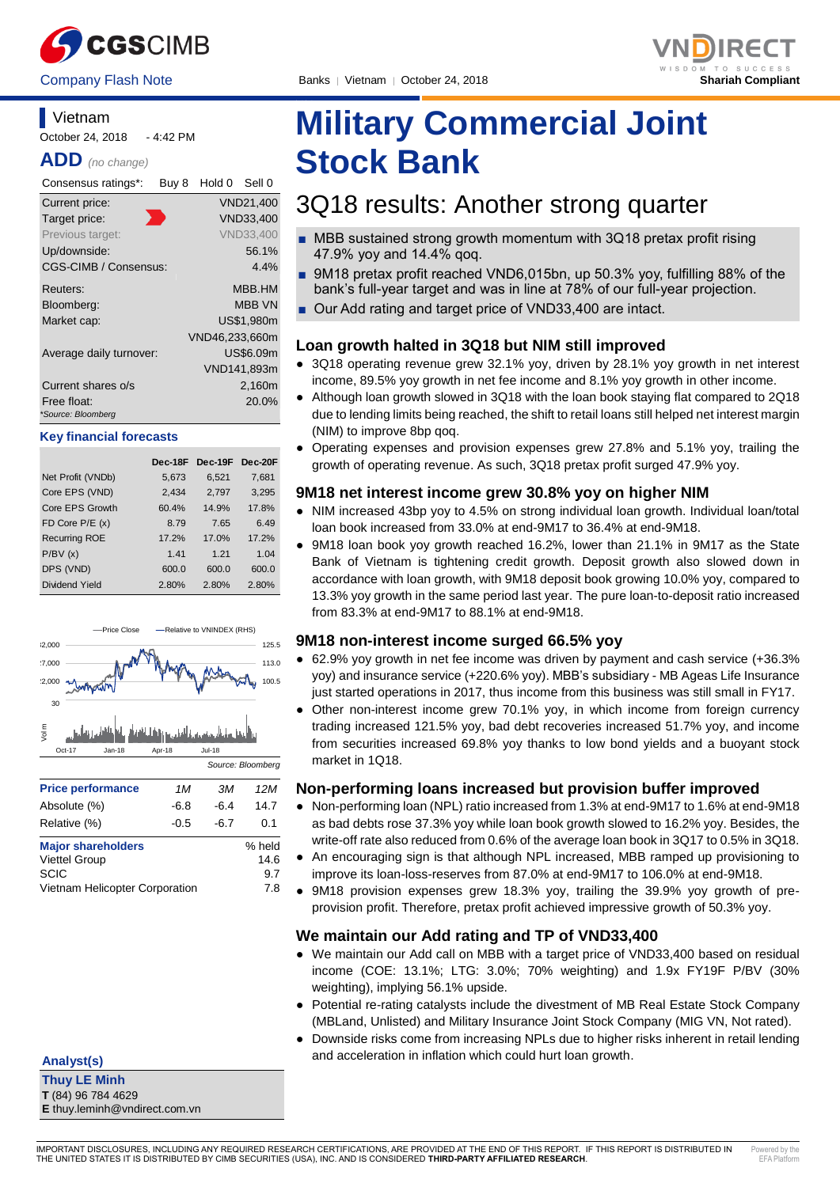CGSCIMB Company Flash Note | Banks | Vietnam | October 24, 2018 | VNDIRECT Shariah Compliant

# Military Commercial Joint Stock Bank

## 3Q18 results: Another strong quarter

- MBB sustained strong growth momentum with 3Q18 pretax profit rising 47.9% yoy and 14.4% qoq.
- 9M18 pretax profit reached VND6,015bn, up 50.3% yoy, fulfilling 88% of the bank's full-year target and was in line at 78% of our full-year projection.
- Our Add rating and target price of VND33,400 are intact.

**Vietnam**
October 24, 2018 - 4:42 PM

**ADD** *(no change)*

| Consensus ratings*: | Buy 8 Hold 0 Sell 0 |
|---|---|
| Current price: | VND21,400 |
| Target price: | VND33,400 |
| Previous target: | VND33,400 |
| Up/downside: | 56.1% |
| CGS-CIMB / Consensus: | 4.4% |
| Reuters: | MBB.HM |
| Bloomberg: | MBB VN |
| Market cap: | US$1,980m |
| | VND46,233,660m |
| Average daily turnover: | US$6.09m |
| | VND141,893m |
| Current shares o/s | 2,160m |
| Free float: | 20.0% |

*Source: Bloomberg

### Key financial forecasts

| | Dec-18F | Dec-19F | Dec-20F |
|---|---|---|---|
| Net Profit (VNDb) | 5,673 | 6,521 | 7,681 |
| Core EPS (VND) | 2,434 | 2,797 | 3,295 |
| Core EPS Growth | 60.4% | 14.9% | 17.8% |
| FD Core P/E (x) | 8.79 | 7.65 | 6.49 |
| Recurring ROE | 17.2% | 17.0% | 17.2% |
| P/BV (x) | 1.41 | 1.21 | 1.04 |
| DPS (VND) | 600.0 | 600.0 | 600.0 |
| Dividend Yield | 2.80% | 2.80% | 2.80% |

Source: Bloomberg

| Price performance | 1M | 3M | 12M |
|---|---|---|---|
| Absolute (%) | -6.8 | -6.4 | 14.7 |
| Relative (%) | -0.5 | -6.7 | 0.1 |

| Major shareholders | % held |
|---|---|
| Viettel Group | 14.6 |
| SCIC | 9.7 |
| Vietnam Helicopter Corporation | 7.8 |

### Loan growth halted in 3Q18 but NIM still improved

- 3Q18 operating revenue grew 32.1% yoy, driven by 28.1% yoy growth in net interest income, 89.5% yoy growth in net fee income and 8.1% yoy growth in other income.
- Although loan growth slowed in 3Q18 with the loan book staying flat compared to 2Q18 due to lending limits being reached, the shift to retail loans still helped net interest margin (NIM) to improve 8bp qoq.
- Operating expenses and provision expenses grew 27.8% and 5.1% yoy, trailing the growth of operating revenue. As such, 3Q18 pretax profit surged 47.9% yoy.

### 9M18 net interest income grew 30.8% yoy on higher NIM

- NIM increased 43bp yoy to 4.5% on strong individual loan growth. Individual loan/total loan book increased from 33.0% at end-9M17 to 36.4% at end-9M18.
- 9M18 loan book yoy growth reached 16.2%, lower than 21.1% in 9M17 as the State Bank of Vietnam is tightening credit growth. Deposit growth also slowed down in accordance with loan growth, with 9M18 deposit book growing 10.0% yoy, compared to 13.3% yoy growth in the same period last year. The pure loan-to-deposit ratio increased from 83.3% at end-9M17 to 88.1% at end-9M18.

### 9M18 non-interest income surged 66.5% yoy

- 62.9% yoy growth in net fee income was driven by payment and cash service (+36.3% yoy) and insurance service (+220.6% yoy). MBB's subsidiary - MB Ageas Life Insurance just started operations in 2017, thus income from this business was still small in FY17.
- Other non-interest income grew 70.1% yoy, in which income from foreign currency trading increased 121.5% yoy, bad debt recoveries increased 51.7% yoy, and income from securities increased 69.8% yoy thanks to low bond yields and a buoyant stock market in 1Q18.

### Non-performing loans increased but provision buffer improved

- Non-performing loan (NPL) ratio increased from 1.3% at end-9M17 to 1.6% at end-9M18 as bad debts rose 37.3% yoy while loan book growth slowed to 16.2% yoy. Besides, the write-off rate also reduced from 0.6% of the average loan book in 3Q17 to 0.5% in 3Q18.
- An encouraging sign is that although NPL increased, MBB ramped up provisioning to improve its loan-loss-reserves from 87.0% at end-9M17 to 106.0% at end-9M18.
- 9M18 provision expenses grew 18.3% yoy, trailing the 39.9% yoy growth of pre-provision profit. Therefore, pretax profit achieved impressive growth of 50.3% yoy.

### We maintain our Add rating and TP of VND33,400

- We maintain our Add call on MBB with a target price of VND33,400 based on residual income (COE: 13.1%; LTG: 3.0%; 70% weighting) and 1.9x FY19F P/BV (30% weighting), implying 56.1% upside.
- Potential re-rating catalysts include the divestment of MB Real Estate Stock Company (MBLand, Unlisted) and Military Insurance Joint Stock Company (MIG VN, Not rated).
- Downside risks come from increasing NPLs due to higher risks inherent in retail lending and acceleration in inflation which could hurt loan growth.

**Analyst(s)**

**Thuy LE Minh**
**T** (84) 96 784 4629
**E** thuy.leminh@vndirect.com.vn

IMPORTANT DISCLOSURES, INCLUDING ANY REQUIRED RESEARCH CERTIFICATIONS, ARE PROVIDED AT THE END OF THIS REPORT. IF THIS REPORT IS DISTRIBUTED IN THE UNITED STATES IT IS DISTRIBUTED BY CIMB SECURITIES (USA), INC. AND IS CONSIDERED **THIRD-PARTY AFFILIATED RESEARCH**.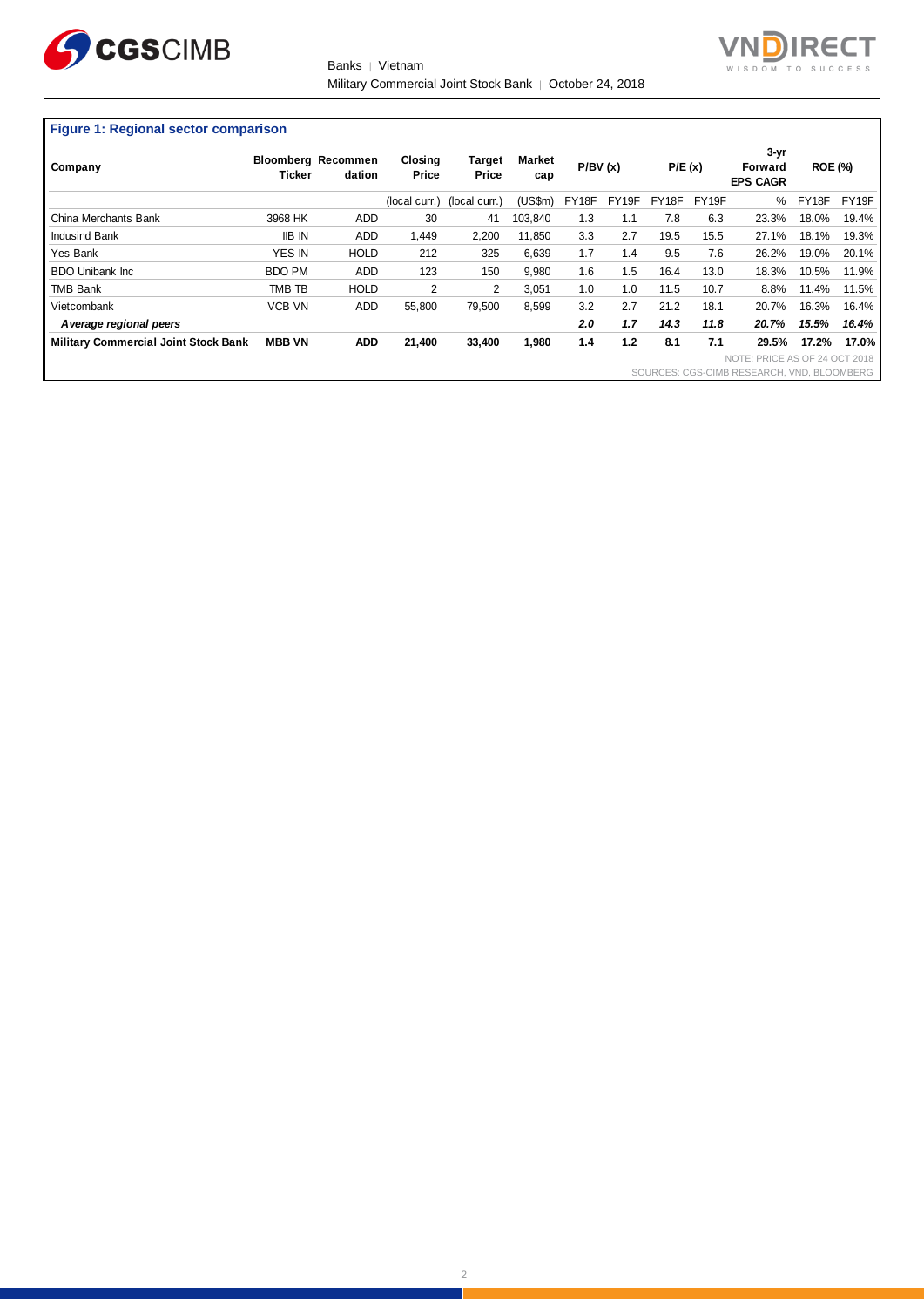**Figure 1: Regional sector comparison**

| Company | Bloomberg Ticker | Recommendation | Closing Price | Target Price | Market cap | P/BV (x) | | P/E (x) | | 3-yr Forward EPS CAGR | ROE (%) | |
|---|---|---|---|---|---|---|---|---|---|---|---|---|
| | | | (local curr.) | (local curr.) | (US$m) | FY18F | FY19F | FY18F | FY19F | % | FY18F | FY19F |
| China Merchants Bank | 3968 HK | ADD | 30 | 41 | 103,840 | 1.3 | 1.1 | 7.8 | 6.3 | 23.3% | 18.0% | 19.4% |
| Indusind Bank | IIB IN | ADD | 1,449 | 2,200 | 11,850 | 3.3 | 2.7 | 19.5 | 15.5 | 27.1% | 18.1% | 19.3% |
| Yes Bank | YES IN | HOLD | 212 | 325 | 6,639 | 1.7 | 1.4 | 9.5 | 7.6 | 26.2% | 19.0% | 20.1% |
| BDO Unibank Inc | BDO PM | ADD | 123 | 150 | 9,980 | 1.6 | 1.5 | 16.4 | 13.0 | 18.3% | 10.5% | 11.9% |
| TMB Bank | TMB TB | HOLD | 2 | 2 | 3,051 | 1.0 | 1.0 | 11.5 | 10.7 | 8.8% | 11.4% | 11.5% |
| Vietcombank | VCB VN | ADD | 55,800 | 79,500 | 8,599 | 3.2 | 2.7 | 21.2 | 18.1 | 20.7% | 16.3% | 16.4% |
| ***Average regional peers*** | | | | | | ***2.0*** | ***1.7*** | ***14.3*** | ***11.8*** | ***20.7%*** | ***15.5%*** | ***16.4%*** |
| **Military Commercial Joint Stock Bank** | **MBB VN** | **ADD** | **21,400** | **33,400** | **1,980** | **1.4** | **1.2** | **8.1** | **7.1** | **29.5%** | **17.2%** | **17.0%** |

NOTE: PRICE AS OF 24 OCT 2018

SOURCES: CGS-CIMB RESEARCH, VND, BLOOMBERG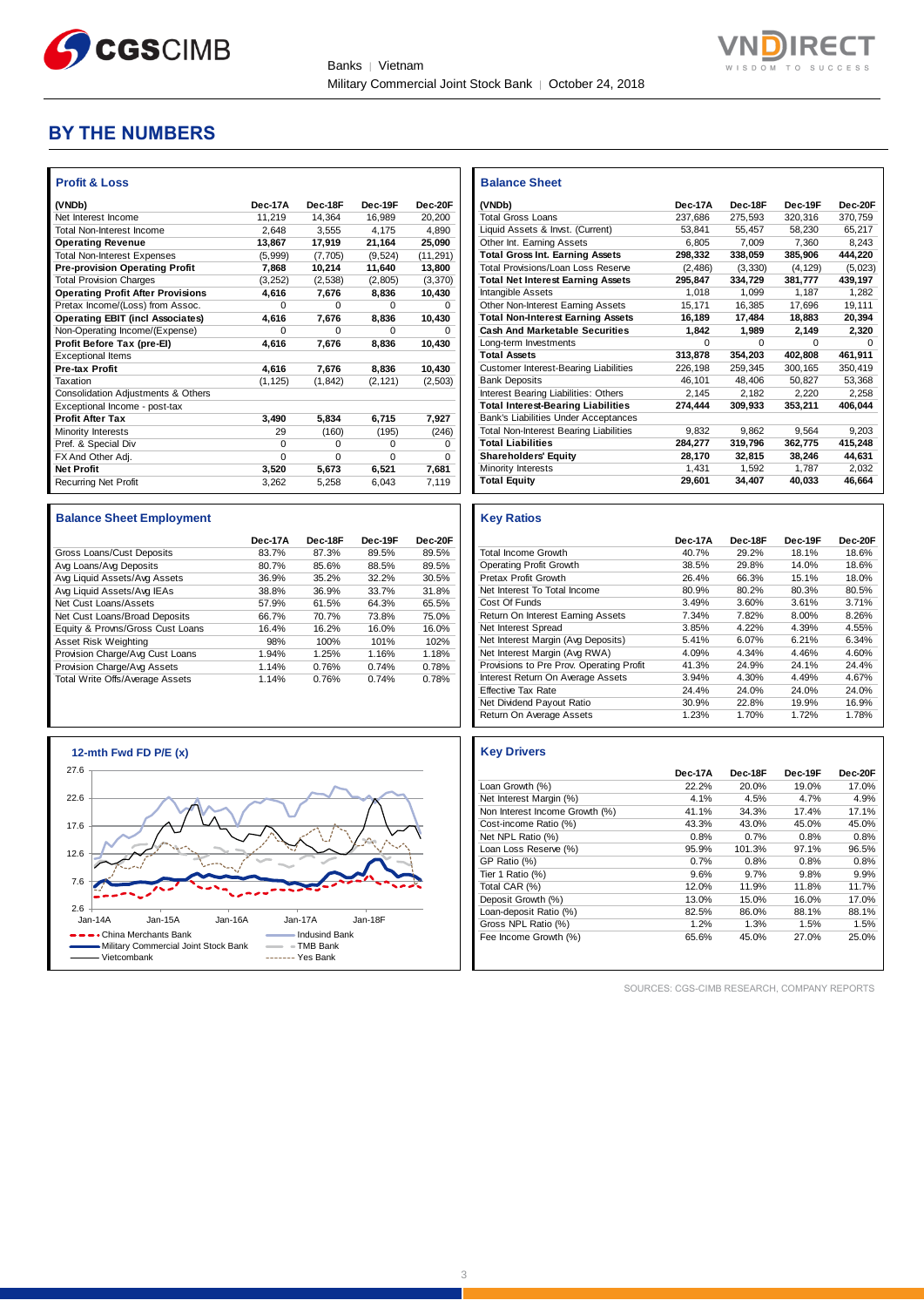# BY THE NUMBERS

### Profit & Loss

| (VNDb) | Dec-17A | Dec-18F | Dec-19F | Dec-20F |
|---|---|---|---|---|
| Net Interest Income | 11,219 | 14,364 | 16,989 | 20,200 |
| Total Non-Interest Income | 2,648 | 3,555 | 4,175 | 4,890 |
| **Operating Revenue** | **13,867** | **17,919** | **21,164** | **25,090** |
| Total Non-Interest Expenses | (5,999) | (7,705) | (9,524) | (11,291) |
| **Pre-provision Operating Profit** | **7,868** | **10,214** | **11,640** | **13,800** |
| Total Provision Charges | (3,252) | (2,538) | (2,805) | (3,370) |
| **Operating Profit After Provisions** | **4,616** | **7,676** | **8,836** | **10,430** |
| Pretax Income/(Loss) from Assoc. | 0 | 0 | 0 | 0 |
| **Operating EBIT (incl Associates)** | **4,616** | **7,676** | **8,836** | **10,430** |
| Non-Operating Income/(Expense) | 0 | 0 | 0 | 0 |
| **Profit Before Tax (pre-EI)** | **4,616** | **7,676** | **8,836** | **10,430** |
| Exceptional Items | | | | |
| **Pre-tax Profit** | **4,616** | **7,676** | **8,836** | **10,430** |
| Taxation | (1,125) | (1,842) | (2,121) | (2,503) |
| Consolidation Adjustments & Others | | | | |
| Exceptional Income - post-tax | | | | |
| **Profit After Tax** | **3,490** | **5,834** | **6,715** | **7,927** |
| Minority Interests | 29 | (160) | (195) | (246) |
| Pref. & Special Div | 0 | 0 | 0 | 0 |
| FX And Other Adj. | 0 | 0 | 0 | 0 |
| **Net Profit** | **3,520** | **5,673** | **6,521** | **7,681** |
| Recurring Net Profit | 3,262 | 5,258 | 6,043 | 7,119 |

### Balance Sheet

| (VNDb) | Dec-17A | Dec-18F | Dec-19F | Dec-20F |
|---|---|---|---|---|
| Total Gross Loans | 237,686 | 275,593 | 320,316 | 370,759 |
| Liquid Assets & Invst. (Current) | 53,841 | 55,457 | 58,230 | 65,217 |
| Other Int. Earning Assets | 6,805 | 7,009 | 7,360 | 8,243 |
| **Total Gross Int. Earning Assets** | **298,332** | **338,059** | **385,906** | **444,220** |
| Total Provisions/Loan Loss Reserve | (2,486) | (3,330) | (4,129) | (5,023) |
| **Total Net Interest Earning Assets** | **295,847** | **334,729** | **381,777** | **439,197** |
| Intangible Assets | 1,018 | 1,099 | 1,187 | 1,282 |
| Other Non-Interest Earning Assets | 15,171 | 16,385 | 17,696 | 19,111 |
| **Total Non-Interest Earning Assets** | **16,189** | **17,484** | **18,883** | **20,394** |
| **Cash And Marketable Securities** | **1,842** | **1,989** | **2,149** | **2,320** |
| Long-term Investments | 0 | 0 | 0 | 0 |
| **Total Assets** | **313,878** | **354,203** | **402,808** | **461,911** |
| Customer Interest-Bearing Liabilities | 226,198 | 259,345 | 300,165 | 350,419 |
| Bank Deposits | 46,101 | 48,406 | 50,827 | 53,368 |
| Interest Bearing Liabilities: Others | 2,145 | 2,182 | 2,220 | 2,258 |
| **Total Interest-Bearing Liabilities** | **274,444** | **309,933** | **353,211** | **406,044** |
| Bank's Liabilities Under Acceptances | | | | |
| Total Non-Interest Bearing Liabilities | 9,832 | 9,862 | 9,564 | 9,203 |
| **Total Liabilities** | **284,277** | **319,796** | **362,775** | **415,248** |
| **Shareholders' Equity** | **28,170** | **32,815** | **38,246** | **44,631** |
| Minority Interests | 1,431 | 1,592 | 1,787 | 2,032 |
| **Total Equity** | **29,601** | **34,407** | **40,033** | **46,664** |

### Balance Sheet Employment

| | Dec-17A | Dec-18F | Dec-19F | Dec-20F |
|---|---|---|---|---|
| Gross Loans/Cust Deposits | 83.7% | 87.3% | 89.5% | 89.5% |
| Avg Loans/Avg Deposits | 80.7% | 85.6% | 88.5% | 89.5% |
| Avg Liquid Assets/Avg Assets | 36.9% | 35.2% | 32.2% | 30.5% |
| Avg Liquid Assets/Avg IEAs | 38.8% | 36.9% | 33.7% | 31.8% |
| Net Cust Loans/Assets | 57.9% | 61.5% | 64.3% | 65.5% |
| Net Cust Loans/Broad Deposits | 66.7% | 70.7% | 73.8% | 75.0% |
| Equity & Provns/Gross Cust Loans | 16.4% | 16.2% | 16.0% | 16.0% |
| Asset Risk Weighting | 98% | 100% | 101% | 102% |
| Provision Charge/Avg Cust Loans | 1.94% | 1.25% | 1.16% | 1.18% |
| Provision Charge/Avg Assets | 1.14% | 0.76% | 0.74% | 0.78% |
| Total Write Offs/Average Assets | 1.14% | 0.76% | 0.74% | 0.78% |

### Key Ratios

| | Dec-17A | Dec-18F | Dec-19F | Dec-20F |
|---|---|---|---|---|
| Total Income Growth | 40.7% | 29.2% | 18.1% | 18.6% |
| Operating Profit Growth | 38.5% | 29.8% | 14.0% | 18.6% |
| Pretax Profit Growth | 26.4% | 66.3% | 15.1% | 18.0% |
| Net Interest To Total Income | 80.9% | 80.2% | 80.3% | 80.5% |
| Cost Of Funds | 3.49% | 3.60% | 3.61% | 3.71% |
| Return On Interest Earning Assets | 7.34% | 7.82% | 8.00% | 8.26% |
| Net Interest Spread | 3.85% | 4.22% | 4.39% | 4.55% |
| Net Interest Margin (Avg Deposits) | 5.41% | 6.07% | 6.21% | 6.34% |
| Net Interest Margin (Avg RWA) | 4.09% | 4.34% | 4.46% | 4.60% |
| Provisions to Pre Prov. Operating Profit | 41.3% | 24.9% | 24.1% | 24.4% |
| Interest Return On Average Assets | 3.94% | 4.30% | 4.49% | 4.67% |
| Effective Tax Rate | 24.4% | 24.0% | 24.0% | 24.0% |
| Net Dividend Payout Ratio | 30.9% | 22.8% | 19.9% | 16.9% |
| Return On Average Assets | 1.23% | 1.70% | 1.72% | 1.78% |

### 12-mth Fwd FD P/E (x)

Legend: China Merchants Bank; Military Commercial Joint Stock Bank; Vietcombank; Indusind Bank; TMB Bank; Yes Bank

### Key Drivers

| | Dec-17A | Dec-18F | Dec-19F | Dec-20F |
|---|---|---|---|---|
| Loan Growth (%) | 22.2% | 20.0% | 19.0% | 17.0% |
| Net Interest Margin (%) | 4.1% | 4.5% | 4.7% | 4.9% |
| Non Interest Income Growth (%) | 41.1% | 34.3% | 17.4% | 17.1% |
| Cost-income Ratio (%) | 43.3% | 43.0% | 45.0% | 45.0% |
| Net NPL Ratio (%) | 0.8% | 0.7% | 0.8% | 0.8% |
| Loan Loss Reserve (%) | 95.9% | 101.3% | 97.1% | 96.5% |
| GP Ratio (%) | 0.7% | 0.8% | 0.8% | 0.8% |
| Tier 1 Ratio (%) | 9.6% | 9.7% | 9.8% | 9.9% |
| Total CAR (%) | 12.0% | 11.9% | 11.8% | 11.7% |
| Deposit Growth (%) | 13.0% | 15.0% | 16.0% | 17.0% |
| Loan-deposit Ratio (%) | 82.5% | 86.0% | 88.1% | 88.1% |
| Gross NPL Ratio (%) | 1.2% | 1.3% | 1.5% | 1.5% |
| Fee Income Growth (%) | 65.6% | 45.0% | 27.0% | 25.0% |

SOURCES: CGS-CIMB RESEARCH, COMPANY REPORTS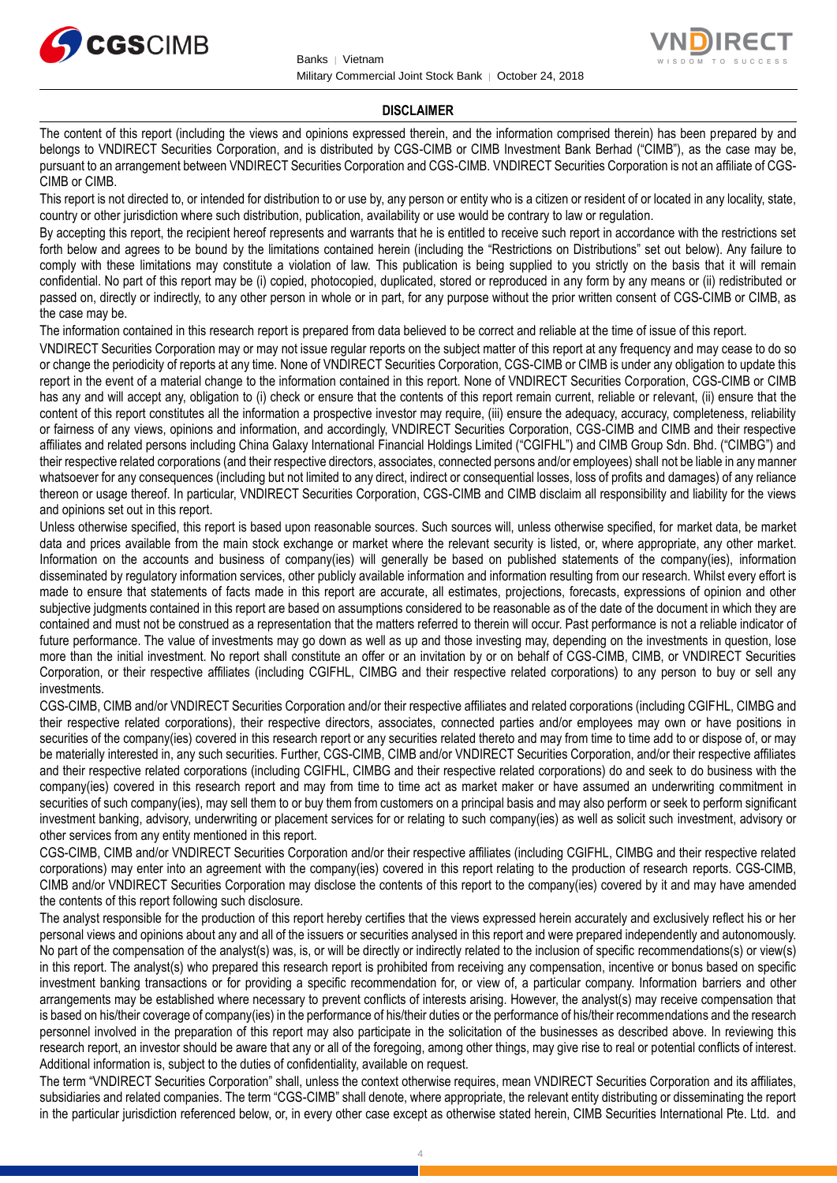## DISCLAIMER

The content of this report (including the views and opinions expressed therein, and the information comprised therein) has been prepared by and belongs to VNDIRECT Securities Corporation, and is distributed by CGS-CIMB or CIMB Investment Bank Berhad ("CIMB"), as the case may be, pursuant to an arrangement between VNDIRECT Securities Corporation and CGS-CIMB. VNDIRECT Securities Corporation is not an affiliate of CGS-CIMB or CIMB.

This report is not directed to, or intended for distribution to or use by, any person or entity who is a citizen or resident of or located in any locality, state, country or other jurisdiction where such distribution, publication, availability or use would be contrary to law or regulation.

By accepting this report, the recipient hereof represents and warrants that he is entitled to receive such report in accordance with the restrictions set forth below and agrees to be bound by the limitations contained herein (including the "Restrictions on Distributions" set out below). Any failure to comply with these limitations may constitute a violation of law. This publication is being supplied to you strictly on the basis that it will remain confidential. No part of this report may be (i) copied, photocopied, duplicated, stored or reproduced in any form by any means or (ii) redistributed or passed on, directly or indirectly, to any other person in whole or in part, for any purpose without the prior written consent of CGS-CIMB or CIMB, as the case may be.

The information contained in this research report is prepared from data believed to be correct and reliable at the time of issue of this report.

VNDIRECT Securities Corporation may or may not issue regular reports on the subject matter of this report at any frequency and may cease to do so or change the periodicity of reports at any time. None of VNDIRECT Securities Corporation, CGS-CIMB or CIMB is under any obligation to update this report in the event of a material change to the information contained in this report. None of VNDIRECT Securities Corporation, CGS-CIMB or CIMB has any and will accept any, obligation to (i) check or ensure that the contents of this report remain current, reliable or relevant, (ii) ensure that the content of this report constitutes all the information a prospective investor may require, (iii) ensure the adequacy, accuracy, completeness, reliability or fairness of any views, opinions and information, and accordingly, VNDIRECT Securities Corporation, CGS-CIMB and CIMB and their respective affiliates and related persons including China Galaxy International Financial Holdings Limited ("CGIFHL") and CIMB Group Sdn. Bhd. ("CIMBG") and their respective related corporations (and their respective directors, associates, connected persons and/or employees) shall not be liable in any manner whatsoever for any consequences (including but not limited to any direct, indirect or consequential losses, loss of profits and damages) of any reliance thereon or usage thereof. In particular, VNDIRECT Securities Corporation, CGS-CIMB and CIMB disclaim all responsibility and liability for the views and opinions set out in this report.

Unless otherwise specified, this report is based upon reasonable sources. Such sources will, unless otherwise specified, for market data, be market data and prices available from the main stock exchange or market where the relevant security is listed, or, where appropriate, any other market. Information on the accounts and business of company(ies) will generally be based on published statements of the company(ies), information disseminated by regulatory information services, other publicly available information and information resulting from our research. Whilst every effort is made to ensure that statements of facts made in this report are accurate, all estimates, projections, forecasts, expressions of opinion and other subjective judgments contained in this report are based on assumptions considered to be reasonable as of the date of the document in which they are contained and must not be construed as a representation that the matters referred to therein will occur. Past performance is not a reliable indicator of future performance. The value of investments may go down as well as up and those investing may, depending on the investments in question, lose more than the initial investment. No report shall constitute an offer or an invitation by or on behalf of CGS-CIMB, CIMB, or VNDIRECT Securities Corporation, or their respective affiliates (including CGIFHL, CIMBG and their respective related corporations) to any person to buy or sell any investments.

CGS-CIMB, CIMB and/or VNDIRECT Securities Corporation and/or their respective affiliates and related corporations (including CGIFHL, CIMBG and their respective related corporations), their respective directors, associates, connected parties and/or employees may own or have positions in securities of the company(ies) covered in this research report or any securities related thereto and may from time to time add to or dispose of, or may be materially interested in, any such securities. Further, CGS-CIMB, CIMB and/or VNDIRECT Securities Corporation, and/or their respective affiliates and their respective related corporations (including CGIFHL, CIMBG and their respective related corporations) do and seek to do business with the company(ies) covered in this research report and may from time to time act as market maker or have assumed an underwriting commitment in securities of such company(ies), may sell them to or buy them from customers on a principal basis and may also perform or seek to perform significant investment banking, advisory, underwriting or placement services for or relating to such company(ies) as well as solicit such investment, advisory or other services from any entity mentioned in this report.

CGS-CIMB, CIMB and/or VNDIRECT Securities Corporation and/or their respective affiliates (including CGIFHL, CIMBG and their respective related corporations) may enter into an agreement with the company(ies) covered in this report relating to the production of research reports. CGS-CIMB, CIMB and/or VNDIRECT Securities Corporation may disclose the contents of this report to the company(ies) covered by it and may have amended the contents of this report following such disclosure.

The analyst responsible for the production of this report hereby certifies that the views expressed herein accurately and exclusively reflect his or her personal views and opinions about any and all of the issuers or securities analysed in this report and were prepared independently and autonomously. No part of the compensation of the analyst(s) was, is, or will be directly or indirectly related to the inclusion of specific recommendations(s) or view(s) in this report. The analyst(s) who prepared this research report is prohibited from receiving any compensation, incentive or bonus based on specific investment banking transactions or for providing a specific recommendation for, or view of, a particular company. Information barriers and other arrangements may be established where necessary to prevent conflicts of interests arising. However, the analyst(s) may receive compensation that is based on his/their coverage of company(ies) in the performance of his/their duties or the performance of his/their recommendations and the research personnel involved in the preparation of this report may also participate in the solicitation of the businesses as described above. In reviewing this research report, an investor should be aware that any or all of the foregoing, among other things, may give rise to real or potential conflicts of interest. Additional information is, subject to the duties of confidentiality, available on request.

The term "VNDIRECT Securities Corporation" shall, unless the context otherwise requires, mean VNDIRECT Securities Corporation and its affiliates, subsidiaries and related companies. The term "CGS-CIMB" shall denote, where appropriate, the relevant entity distributing or disseminating the report in the particular jurisdiction referenced below, or, in every other case except as otherwise stated herein, CIMB Securities International Pte. Ltd. and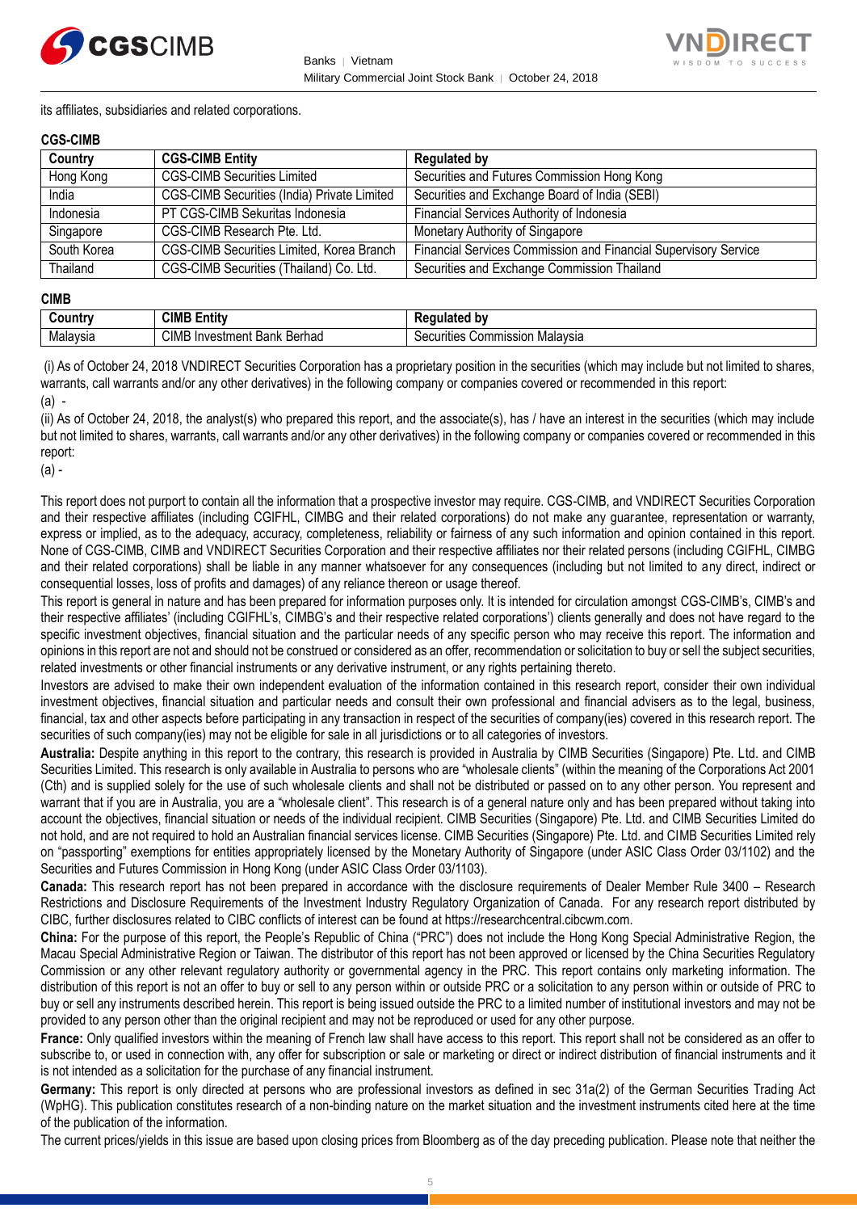its affiliates, subsidiaries and related corporations.

**CGS-CIMB**

| Country | CGS-CIMB Entity | Regulated by |
|---|---|---|
| Hong Kong | CGS-CIMB Securities Limited | Securities and Futures Commission Hong Kong |
| India | CGS-CIMB Securities (India) Private Limited | Securities and Exchange Board of India (SEBI) |
| Indonesia | PT CGS-CIMB Sekuritas Indonesia | Financial Services Authority of Indonesia |
| Singapore | CGS-CIMB Research Pte. Ltd. | Monetary Authority of Singapore |
| South Korea | CGS-CIMB Securities Limited, Korea Branch | Financial Services Commission and Financial Supervisory Service |
| Thailand | CGS-CIMB Securities (Thailand) Co. Ltd. | Securities and Exchange Commission Thailand |

**CIMB**

| Country | CIMB Entity | Regulated by |
|---|---|---|
| Malaysia | CIMB Investment Bank Berhad | Securities Commission Malaysia |

(i) As of October 24, 2018 VNDIRECT Securities Corporation has a proprietary position in the securities (which may include but not limited to shares, warrants, call warrants and/or any other derivatives) in the following company or companies covered or recommended in this report:

(a) -

(ii) As of October 24, 2018, the analyst(s) who prepared this report, and the associate(s), has / have an interest in the securities (which may include but not limited to shares, warrants, call warrants and/or any other derivatives) in the following company or companies covered or recommended in this report:

(a) -

This report does not purport to contain all the information that a prospective investor may require. CGS-CIMB, and VNDIRECT Securities Corporation and their respective affiliates (including CGIFHL, CIMBG and their related corporations) do not make any guarantee, representation or warranty, express or implied, as to the adequacy, accuracy, completeness, reliability or fairness of any such information and opinion contained in this report. None of CGS-CIMB, CIMB and VNDIRECT Securities Corporation and their respective affiliates nor their related persons (including CGIFHL, CIMBG and their related corporations) shall be liable in any manner whatsoever for any consequences (including but not limited to any direct, indirect or consequential losses, loss of profits and damages) of any reliance thereon or usage thereof.

This report is general in nature and has been prepared for information purposes only. It is intended for circulation amongst CGS-CIMB's, CIMB's and their respective affiliates' (including CGIFHL's, CIMBG's and their respective related corporations') clients generally and does not have regard to the specific investment objectives, financial situation and the particular needs of any specific person who may receive this report. The information and opinions in this report are not and should not be construed or considered as an offer, recommendation or solicitation to buy or sell the subject securities, related investments or other financial instruments or any derivative instrument, or any rights pertaining thereto.

Investors are advised to make their own independent evaluation of the information contained in this research report, consider their own individual investment objectives, financial situation and particular needs and consult their own professional and financial advisers as to the legal, business, financial, tax and other aspects before participating in any transaction in respect of the securities of company(ies) covered in this research report. The securities of such company(ies) may not be eligible for sale in all jurisdictions or to all categories of investors.

**Australia:** Despite anything in this report to the contrary, this research is provided in Australia by CIMB Securities (Singapore) Pte. Ltd. and CIMB Securities Limited. This research is only available in Australia to persons who are "wholesale clients" (within the meaning of the Corporations Act 2001 (Cth) and is supplied solely for the use of such wholesale clients and shall not be distributed or passed on to any other person. You represent and warrant that if you are in Australia, you are a "wholesale client". This research is of a general nature only and has been prepared without taking into account the objectives, financial situation or needs of the individual recipient. CIMB Securities (Singapore) Pte. Ltd. and CIMB Securities Limited do not hold, and are not required to hold an Australian financial services license. CIMB Securities (Singapore) Pte. Ltd. and CIMB Securities Limited rely on "passporting" exemptions for entities appropriately licensed by the Monetary Authority of Singapore (under ASIC Class Order 03/1102) and the Securities and Futures Commission in Hong Kong (under ASIC Class Order 03/1103).

**Canada:** This research report has not been prepared in accordance with the disclosure requirements of Dealer Member Rule 3400 – Research Restrictions and Disclosure Requirements of the Investment Industry Regulatory Organization of Canada. For any research report distributed by CIBC, further disclosures related to CIBC conflicts of interest can be found at https://researchcentral.cibcwm.com.

**China:** For the purpose of this report, the People's Republic of China ("PRC") does not include the Hong Kong Special Administrative Region, the Macau Special Administrative Region or Taiwan. The distributor of this report has not been approved or licensed by the China Securities Regulatory Commission or any other relevant regulatory authority or governmental agency in the PRC. This report contains only marketing information. The distribution of this report is not an offer to buy or sell to any person within or outside PRC or a solicitation to any person within or outside of PRC to buy or sell any instruments described herein. This report is being issued outside the PRC to a limited number of institutional investors and may not be provided to any person other than the original recipient and may not be reproduced or used for any other purpose.

**France:** Only qualified investors within the meaning of French law shall have access to this report. This report shall not be considered as an offer to subscribe to, or used in connection with, any offer for subscription or sale or marketing or direct or indirect distribution of financial instruments and it is not intended as a solicitation for the purchase of any financial instrument.

**Germany:** This report is only directed at persons who are professional investors as defined in sec 31a(2) of the German Securities Trading Act (WpHG). This publication constitutes research of a non-binding nature on the market situation and the investment instruments cited here at the time of the publication of the information.

The current prices/yields in this issue are based upon closing prices from Bloomberg as of the day preceding publication. Please note that neither the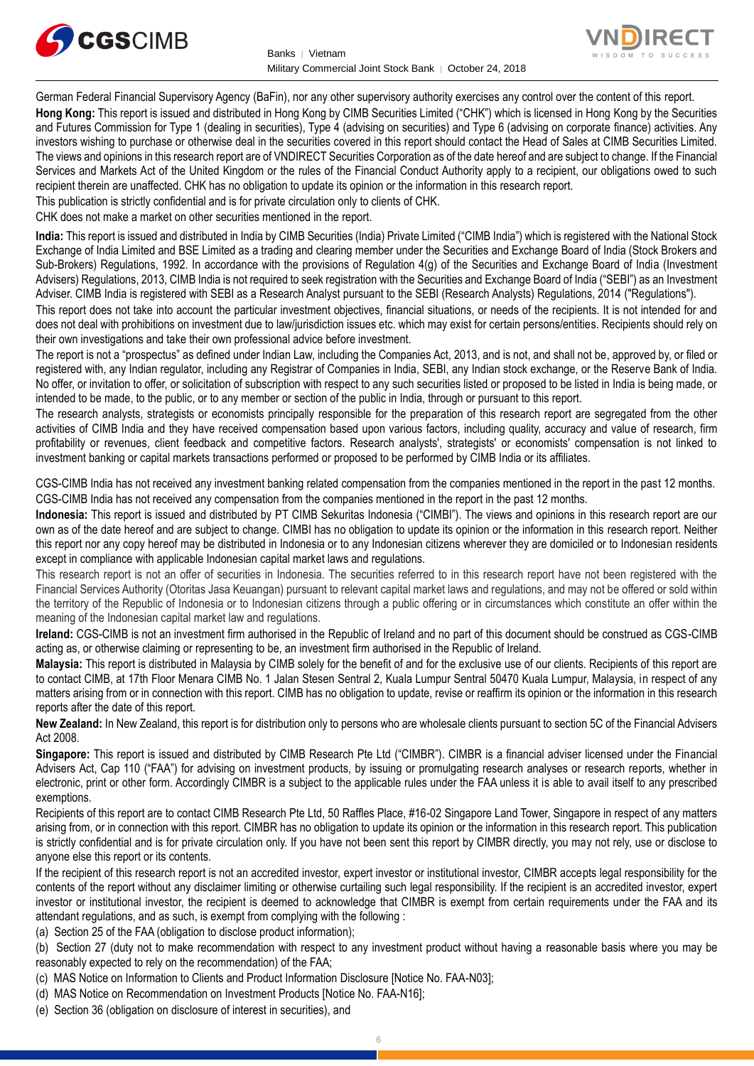German Federal Financial Supervisory Agency (BaFin), nor any other supervisory authority exercises any control over the content of this report.

**Hong Kong:** This report is issued and distributed in Hong Kong by CIMB Securities Limited ("CHK") which is licensed in Hong Kong by the Securities and Futures Commission for Type 1 (dealing in securities), Type 4 (advising on securities) and Type 6 (advising on corporate finance) activities. Any investors wishing to purchase or otherwise deal in the securities covered in this report should contact the Head of Sales at CIMB Securities Limited. The views and opinions in this research report are of VNDIRECT Securities Corporation as of the date hereof and are subject to change. If the Financial Services and Markets Act of the United Kingdom or the rules of the Financial Conduct Authority apply to a recipient, our obligations owed to such recipient therein are unaffected. CHK has no obligation to update its opinion or the information in this research report.

This publication is strictly confidential and is for private circulation only to clients of CHK.

CHK does not make a market on other securities mentioned in the report.

**India:** This report is issued and distributed in India by CIMB Securities (India) Private Limited ("CIMB India") which is registered with the National Stock Exchange of India Limited and BSE Limited as a trading and clearing member under the Securities and Exchange Board of India (Stock Brokers and Sub-Brokers) Regulations, 1992. In accordance with the provisions of Regulation 4(g) of the Securities and Exchange Board of India (Investment Advisers) Regulations, 2013, CIMB India is not required to seek registration with the Securities and Exchange Board of India ("SEBI") as an Investment Adviser. CIMB India is registered with SEBI as a Research Analyst pursuant to the SEBI (Research Analysts) Regulations, 2014 ("Regulations").

This report does not take into account the particular investment objectives, financial situations, or needs of the recipients. It is not intended for and does not deal with prohibitions on investment due to law/jurisdiction issues etc. which may exist for certain persons/entities. Recipients should rely on their own investigations and take their own professional advice before investment.

The report is not a "prospectus" as defined under Indian Law, including the Companies Act, 2013, and is not, and shall not be, approved by, or filed or registered with, any Indian regulator, including any Registrar of Companies in India, SEBI, any Indian stock exchange, or the Reserve Bank of India. No offer, or invitation to offer, or solicitation of subscription with respect to any such securities listed or proposed to be listed in India is being made, or intended to be made, to the public, or to any member or section of the public in India, through or pursuant to this report.

The research analysts, strategists or economists principally responsible for the preparation of this research report are segregated from the other activities of CIMB India and they have received compensation based upon various factors, including quality, accuracy and value of research, firm profitability or revenues, client feedback and competitive factors. Research analysts', strategists' or economists' compensation is not linked to investment banking or capital markets transactions performed or proposed to be performed by CIMB India or its affiliates.

CGS-CIMB India has not received any investment banking related compensation from the companies mentioned in the report in the past 12 months. CGS-CIMB India has not received any compensation from the companies mentioned in the report in the past 12 months.

**Indonesia:** This report is issued and distributed by PT CIMB Sekuritas Indonesia ("CIMBI"). The views and opinions in this research report are our own as of the date hereof and are subject to change. CIMBI has no obligation to update its opinion or the information in this research report. Neither this report nor any copy hereof may be distributed in Indonesia or to any Indonesian citizens wherever they are domiciled or to Indonesian residents except in compliance with applicable Indonesian capital market laws and regulations.

This research report is not an offer of securities in Indonesia. The securities referred to in this research report have not been registered with the Financial Services Authority (Otoritas Jasa Keuangan) pursuant to relevant capital market laws and regulations, and may not be offered or sold within the territory of the Republic of Indonesia or to Indonesian citizens through a public offering or in circumstances which constitute an offer within the meaning of the Indonesian capital market law and regulations.

**Ireland:** CGS-CIMB is not an investment firm authorised in the Republic of Ireland and no part of this document should be construed as CGS-CIMB acting as, or otherwise claiming or representing to be, an investment firm authorised in the Republic of Ireland.

**Malaysia:** This report is distributed in Malaysia by CIMB solely for the benefit of and for the exclusive use of our clients. Recipients of this report are to contact CIMB, at 17th Floor Menara CIMB No. 1 Jalan Stesen Sentral 2, Kuala Lumpur Sentral 50470 Kuala Lumpur, Malaysia, in respect of any matters arising from or in connection with this report. CIMB has no obligation to update, revise or reaffirm its opinion or the information in this research reports after the date of this report.

**New Zealand:** In New Zealand, this report is for distribution only to persons who are wholesale clients pursuant to section 5C of the Financial Advisers Act 2008.

**Singapore:** This report is issued and distributed by CIMB Research Pte Ltd ("CIMBR"). CIMBR is a financial adviser licensed under the Financial Advisers Act, Cap 110 ("FAA") for advising on investment products, by issuing or promulgating research analyses or research reports, whether in electronic, print or other form. Accordingly CIMBR is a subject to the applicable rules under the FAA unless it is able to avail itself to any prescribed exemptions.

Recipients of this report are to contact CIMB Research Pte Ltd, 50 Raffles Place, #16-02 Singapore Land Tower, Singapore in respect of any matters arising from, or in connection with this report. CIMBR has no obligation to update its opinion or the information in this research report. This publication is strictly confidential and is for private circulation only. If you have not been sent this report by CIMBR directly, you may not rely, use or disclose to anyone else this report or its contents.

If the recipient of this research report is not an accredited investor, expert investor or institutional investor, CIMBR accepts legal responsibility for the contents of the report without any disclaimer limiting or otherwise curtailing such legal responsibility. If the recipient is an accredited investor, expert investor or institutional investor, the recipient is deemed to acknowledge that CIMBR is exempt from certain requirements under the FAA and its attendant regulations, and as such, is exempt from complying with the following :

(a) Section 25 of the FAA (obligation to disclose product information);

(b) Section 27 (duty not to make recommendation with respect to any investment product without having a reasonable basis where you may be reasonably expected to rely on the recommendation) of the FAA;

(c) MAS Notice on Information to Clients and Product Information Disclosure [Notice No. FAA-N03];

(d) MAS Notice on Recommendation on Investment Products [Notice No. FAA-N16];

(e) Section 36 (obligation on disclosure of interest in securities), and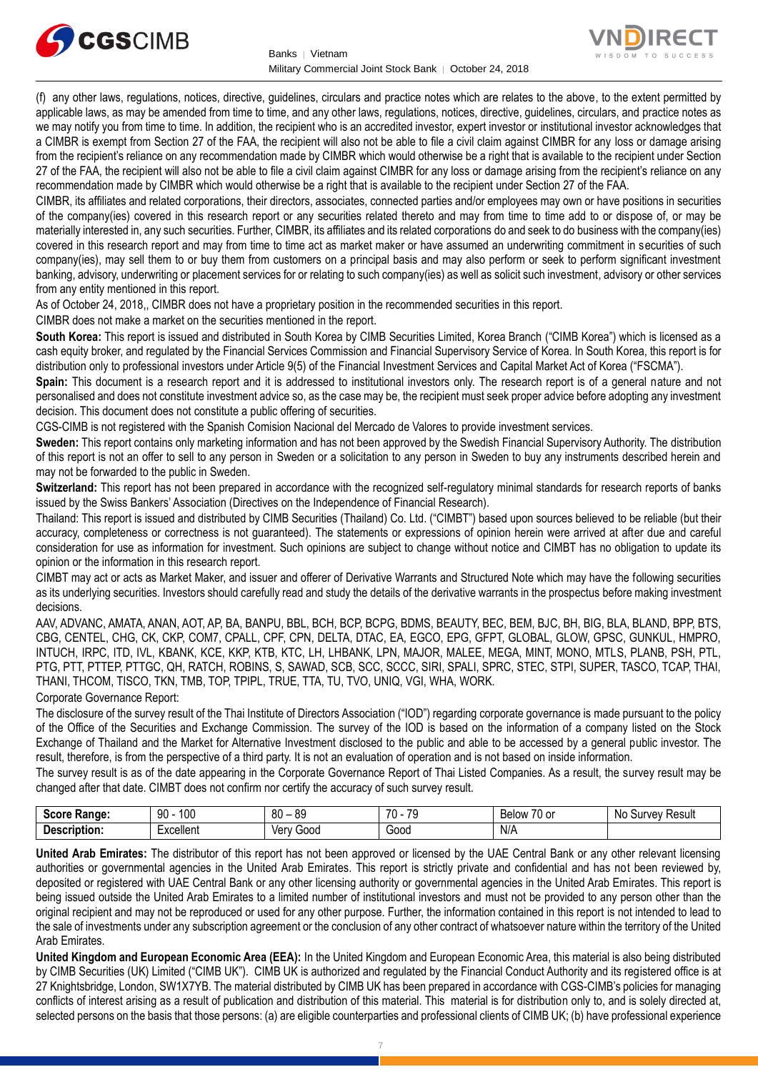(f) any other laws, regulations, notices, directive, guidelines, circulars and practice notes which are relates to the above, to the extent permitted by applicable laws, as may be amended from time to time, and any other laws, regulations, notices, directive, guidelines, circulars, and practice notes as we may notify you from time to time. In addition, the recipient who is an accredited investor, expert investor or institutional investor acknowledges that a CIMBR is exempt from Section 27 of the FAA, the recipient will also not be able to file a civil claim against CIMBR for any loss or damage arising from the recipient's reliance on any recommendation made by CIMBR which would otherwise be a right that is available to the recipient under Section 27 of the FAA, the recipient will also not be able to file a civil claim against CIMBR for any loss or damage arising from the recipient's reliance on any recommendation made by CIMBR which would otherwise be a right that is available to the recipient under Section 27 of the FAA.

CIMBR, its affiliates and related corporations, their directors, associates, connected parties and/or employees may own or have positions in securities of the company(ies) covered in this research report or any securities related thereto and may from time to time add to or dispose of, or may be materially interested in, any such securities. Further, CIMBR, its affiliates and its related corporations do and seek to do business with the company(ies) covered in this research report and may from time to time act as market maker or have assumed an underwriting commitment in securities of such company(ies), may sell them to or buy them from customers on a principal basis and may also perform or seek to perform significant investment banking, advisory, underwriting or placement services for or relating to such company(ies) as well as solicit such investment, advisory or other services from any entity mentioned in this report.

As of October 24, 2018,, CIMBR does not have a proprietary position in the recommended securities in this report.

CIMBR does not make a market on the securities mentioned in the report.

**South Korea:** This report is issued and distributed in South Korea by CIMB Securities Limited, Korea Branch ("CIMB Korea") which is licensed as a cash equity broker, and regulated by the Financial Services Commission and Financial Supervisory Service of Korea. In South Korea, this report is for distribution only to professional investors under Article 9(5) of the Financial Investment Services and Capital Market Act of Korea ("FSCMA").

**Spain:** This document is a research report and it is addressed to institutional investors only. The research report is of a general nature and not personalised and does not constitute investment advice so, as the case may be, the recipient must seek proper advice before adopting any investment decision. This document does not constitute a public offering of securities.

CGS-CIMB is not registered with the Spanish Comision Nacional del Mercado de Valores to provide investment services.

**Sweden:** This report contains only marketing information and has not been approved by the Swedish Financial Supervisory Authority. The distribution of this report is not an offer to sell to any person in Sweden or a solicitation to any person in Sweden to buy any instruments described herein and may not be forwarded to the public in Sweden.

**Switzerland:** This report has not been prepared in accordance with the recognized self-regulatory minimal standards for research reports of banks issued by the Swiss Bankers' Association (Directives on the Independence of Financial Research).

Thailand: This report is issued and distributed by CIMB Securities (Thailand) Co. Ltd. ("CIMBT") based upon sources believed to be reliable (but their accuracy, completeness or correctness is not guaranteed). The statements or expressions of opinion herein were arrived at after due and careful consideration for use as information for investment. Such opinions are subject to change without notice and CIMBT has no obligation to update its opinion or the information in this research report.

CIMBT may act or acts as Market Maker, and issuer and offerer of Derivative Warrants and Structured Note which may have the following securities as its underlying securities. Investors should carefully read and study the details of the derivative warrants in the prospectus before making investment decisions.

AAV, ADVANC, AMATA, ANAN, AOT, AP, BA, BANPU, BBL, BCH, BCP, BCPG, BDMS, BEAUTY, BEC, BEM, BJC, BH, BIG, BLA, BLAND, BPP, BTS, CBG, CENTEL, CHG, CK, CKP, COM7, CPALL, CPF, CPN, DELTA, DTAC, EA, EGCO, EPG, GFPT, GLOBAL, GLOW, GPSC, GUNKUL, HMPRO, INTUCH, IRPC, ITD, IVL, KBANK, KCE, KKP, KTB, KTC, LH, LHBANK, LPN, MAJOR, MALEE, MEGA, MINT, MONO, MTLS, PLANB, PSH, PTL, PTG, PTT, PTTEP, PTTGC, QH, RATCH, ROBINS, S, SAWAD, SCB, SCC, SCCC, SIRI, SPALI, SPRC, STEC, STPI, SUPER, TASCO, TCAP, THAI, THANI, THCOM, TISCO, TKN, TMB, TOP, TPIPL, TRUE, TTA, TU, TVO, UNIQ, VGI, WHA, WORK.

Corporate Governance Report:

The disclosure of the survey result of the Thai Institute of Directors Association ("IOD") regarding corporate governance is made pursuant to the policy of the Office of the Securities and Exchange Commission. The survey of the IOD is based on the information of a company listed on the Stock Exchange of Thailand and the Market for Alternative Investment disclosed to the public and able to be accessed by a general public investor. The result, therefore, is from the perspective of a third party. It is not an evaluation of operation and is not based on inside information.

The survey result is as of the date appearing in the Corporate Governance Report of Thai Listed Companies. As a result, the survey result may be changed after that date. CIMBT does not confirm nor certify the accuracy of such survey result.

| **Score Range:** | 90 - 100 | 80 – 89 | 70 - 79 | Below 70 or | No Survey Result |
|---|---|---|---|---|---|
| **Description:** | Excellent | Very Good | Good | N/A | |

**United Arab Emirates:** The distributor of this report has not been approved or licensed by the UAE Central Bank or any other relevant licensing authorities or governmental agencies in the United Arab Emirates. This report is strictly private and confidential and has not been reviewed by, deposited or registered with UAE Central Bank or any other licensing authority or governmental agencies in the United Arab Emirates. This report is being issued outside the United Arab Emirates to a limited number of institutional investors and must not be provided to any person other than the original recipient and may not be reproduced or used for any other purpose. Further, the information contained in this report is not intended to lead to the sale of investments under any subscription agreement or the conclusion of any other contract of whatsoever nature within the territory of the United Arab Emirates.

**United Kingdom and European Economic Area (EEA):** In the United Kingdom and European Economic Area, this material is also being distributed by CIMB Securities (UK) Limited ("CIMB UK"). CIMB UK is authorized and regulated by the Financial Conduct Authority and its registered office is at 27 Knightsbridge, London, SW1X7YB. The material distributed by CIMB UK has been prepared in accordance with CGS-CIMB's policies for managing conflicts of interest arising as a result of publication and distribution of this material. This material is for distribution only to, and is solely directed at, selected persons on the basis that those persons: (a) are eligible counterparties and professional clients of CIMB UK; (b) have professional experience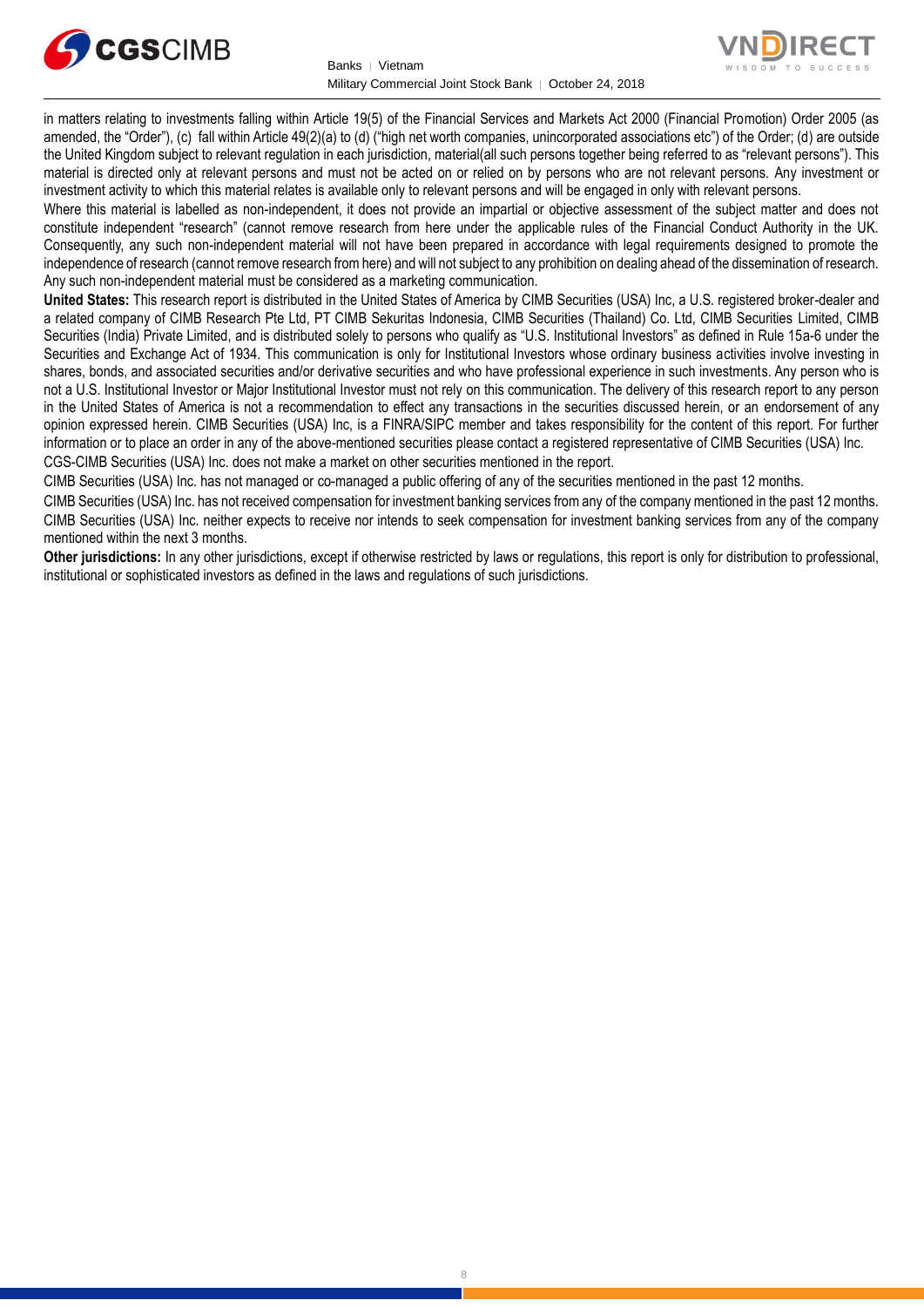in matters relating to investments falling within Article 19(5) of the Financial Services and Markets Act 2000 (Financial Promotion) Order 2005 (as amended, the "Order"), (c) fall within Article 49(2)(a) to (d) ("high net worth companies, unincorporated associations etc") of the Order; (d) are outside the United Kingdom subject to relevant regulation in each jurisdiction, material(all such persons together being referred to as "relevant persons"). This material is directed only at relevant persons and must not be acted on or relied on by persons who are not relevant persons. Any investment or investment activity to which this material relates is available only to relevant persons and will be engaged in only with relevant persons.

Where this material is labelled as non-independent, it does not provide an impartial or objective assessment of the subject matter and does not constitute independent "research" (cannot remove research from here under the applicable rules of the Financial Conduct Authority in the UK. Consequently, any such non-independent material will not have been prepared in accordance with legal requirements designed to promote the independence of research (cannot remove research from here) and will not subject to any prohibition on dealing ahead of the dissemination of research. Any such non-independent material must be considered as a marketing communication.

**United States:** This research report is distributed in the United States of America by CIMB Securities (USA) Inc, a U.S. registered broker-dealer and a related company of CIMB Research Pte Ltd, PT CIMB Sekuritas Indonesia, CIMB Securities (Thailand) Co. Ltd, CIMB Securities Limited, CIMB Securities (India) Private Limited, and is distributed solely to persons who qualify as "U.S. Institutional Investors" as defined in Rule 15a-6 under the Securities and Exchange Act of 1934. This communication is only for Institutional Investors whose ordinary business activities involve investing in shares, bonds, and associated securities and/or derivative securities and who have professional experience in such investments. Any person who is not a U.S. Institutional Investor or Major Institutional Investor must not rely on this communication. The delivery of this research report to any person in the United States of America is not a recommendation to effect any transactions in the securities discussed herein, or an endorsement of any opinion expressed herein. CIMB Securities (USA) Inc, is a FINRA/SIPC member and takes responsibility for the content of this report. For further information or to place an order in any of the above-mentioned securities please contact a registered representative of CIMB Securities (USA) Inc.

CGS-CIMB Securities (USA) Inc. does not make a market on other securities mentioned in the report.

CIMB Securities (USA) Inc. has not managed or co-managed a public offering of any of the securities mentioned in the past 12 months.

CIMB Securities (USA) Inc. has not received compensation for investment banking services from any of the company mentioned in the past 12 months.

CIMB Securities (USA) Inc. neither expects to receive nor intends to seek compensation for investment banking services from any of the company mentioned within the next 3 months.

**Other jurisdictions:** In any other jurisdictions, except if otherwise restricted by laws or regulations, this report is only for distribution to professional, institutional or sophisticated investors as defined in the laws and regulations of such jurisdictions.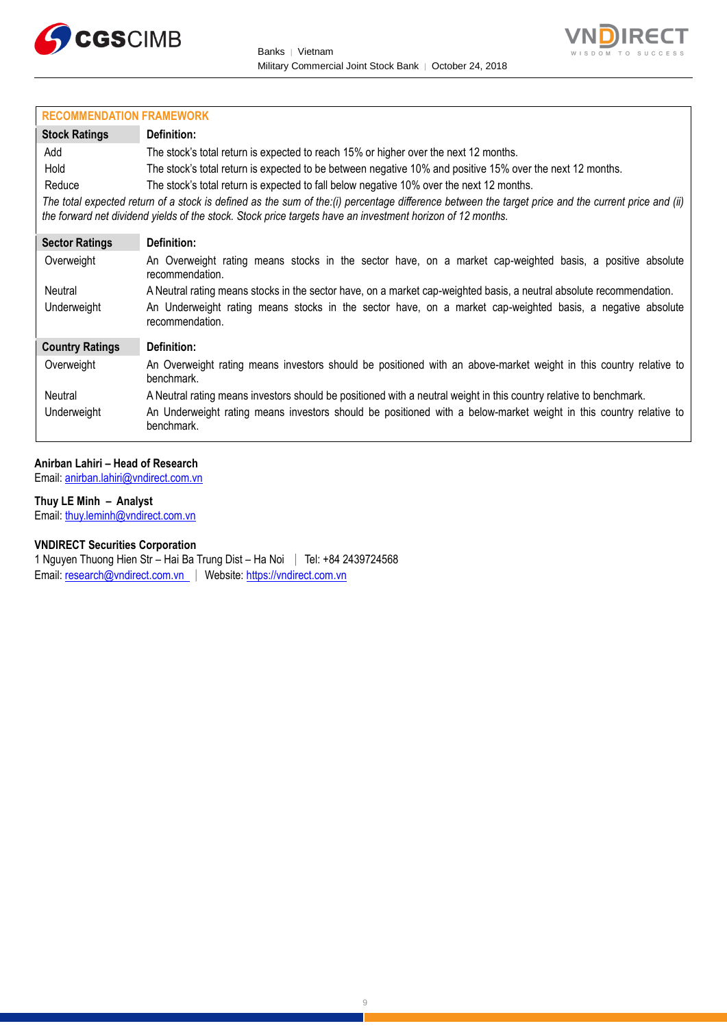## RECOMMENDATION FRAMEWORK

| Stock Ratings | Definition: |
|---|---|
| Add | The stock's total return is expected to reach 15% or higher over the next 12 months. |
| Hold | The stock's total return is expected to be between negative 10% and positive 15% over the next 12 months. |
| Reduce | The stock's total return is expected to fall below negative 10% over the next 12 months. |

*The total expected return of a stock is defined as the sum of the:(i) percentage difference between the target price and the current price and (ii) the forward net dividend yields of the stock. Stock price targets have an investment horizon of 12 months.*

| Sector Ratings | Definition: |
|---|---|
| Overweight | An Overweight rating means stocks in the sector have, on a market cap-weighted basis, a positive absolute recommendation. |
| Neutral | A Neutral rating means stocks in the sector have, on a market cap-weighted basis, a neutral absolute recommendation. |
| Underweight | An Underweight rating means stocks in the sector have, on a market cap-weighted basis, a negative absolute recommendation. |

| Country Ratings | Definition: |
|---|---|
| Overweight | An Overweight rating means investors should be positioned with an above-market weight in this country relative to benchmark. |
| Neutral | A Neutral rating means investors should be positioned with a neutral weight in this country relative to benchmark. |
| Underweight | An Underweight rating means investors should be positioned with a below-market weight in this country relative to benchmark. |

**Anirban Lahiri – Head of Research**
Email: anirban.lahiri@vndirect.com.vn

**Thuy LE Minh – Analyst**
Email: thuy.leminh@vndirect.com.vn

**VNDIRECT Securities Corporation**
1 Nguyen Thuong Hien Str – Hai Ba Trung Dist – Ha Noi | Tel: +84 2439724568
Email: research@vndirect.com.vn | Website: https://vndirect.com.vn